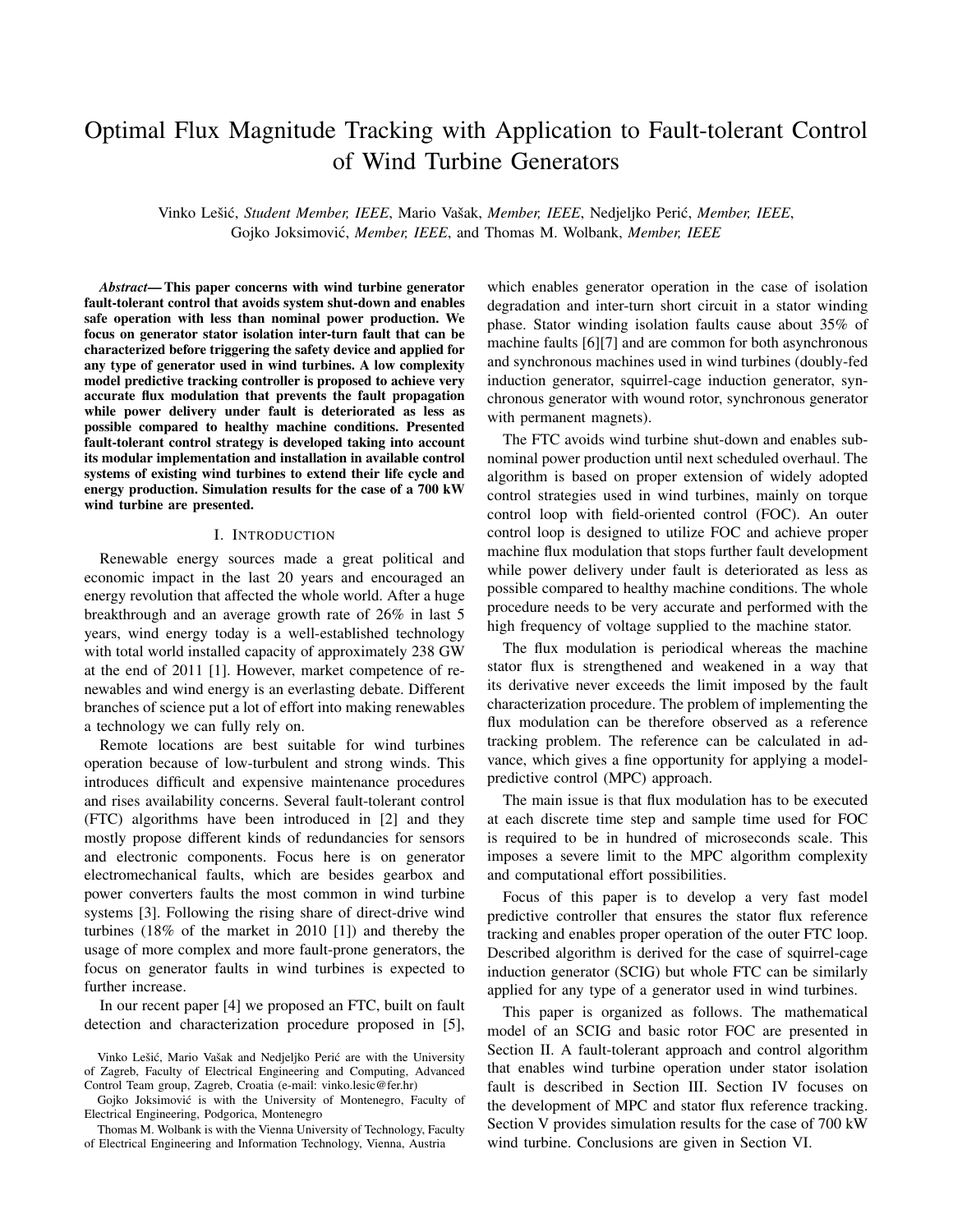# Optimal Flux Magnitude Tracking with Application to Fault-tolerant Control of Wind Turbine Generators

Vinko Lešić, *Student Member, IEEE*, Mario Vašak, *Member, IEEE*, Nedjeljko Perić, *Member, IEEE*, Gojko Joksimović, *Member, IEEE*, and Thomas M. Wolbank, *Member, IEEE*

***Abstract*— This paper concerns with wind turbine generator fault-tolerant control that avoids system shut-down and enables safe operation with less than nominal power production. We focus on generator stator isolation inter-turn fault that can be characterized before triggering the safety device and applied for any type of generator used in wind turbines. A low complexity model predictive tracking controller is proposed to achieve very accurate flux modulation that prevents the fault propagation while power delivery under fault is deteriorated as less as possible compared to healthy machine conditions. Presented fault-tolerant control strategy is developed taking into account its modular implementation and installation in available control systems of existing wind turbines to extend their life cycle and energy production. Simulation results for the case of a 700 kW wind turbine are presented.**

## I. Introduction

Renewable energy sources made a great political and economic impact in the last 20 years and encouraged an energy revolution that affected the whole world. After a huge breakthrough and an average growth rate of 26% in last 5 years, wind energy today is a well-established technology with total world installed capacity of approximately 238 GW at the end of 2011 [1]. However, market competence of renewables and wind energy is an everlasting debate. Different branches of science put a lot of effort into making renewables a technology we can fully rely on.

Remote locations are best suitable for wind turbines operation because of low-turbulent and strong winds. This introduces difficult and expensive maintenance procedures and rises availability concerns. Several fault-tolerant control (FTC) algorithms have been introduced in [2] and they mostly propose different kinds of redundancies for sensors and electronic components. Focus here is on generator electromechanical faults, which are besides gearbox and power converters faults the most common in wind turbine systems [3]. Following the rising share of direct-drive wind turbines (18% of the market in 2010 [1]) and thereby the usage of more complex and more fault-prone generators, the focus on generator faults in wind turbines is expected to further increase.

In our recent paper [4] we proposed an FTC, built on fault detection and characterization procedure proposed in [5], which enables generator operation in the case of isolation degradation and inter-turn short circuit in a stator winding phase. Stator winding isolation faults cause about 35% of machine faults [6][7] and are common for both asynchronous and synchronous machines used in wind turbines (doubly-fed induction generator, squirrel-cage induction generator, synchronous generator with wound rotor, synchronous generator with permanent magnets).

The FTC avoids wind turbine shut-down and enables sub-nominal power production until next scheduled overhaul. The algorithm is based on proper extension of widely adopted control strategies used in wind turbines, mainly on torque control loop with field-oriented control (FOC). An outer control loop is designed to utilize FOC and achieve proper machine flux modulation that stops further fault development while power delivery under fault is deteriorated as less as possible compared to healthy machine conditions. The whole procedure needs to be very accurate and performed with the high frequency of voltage supplied to the machine stator.

The flux modulation is periodical whereas the machine stator flux is strengthened and weakened in a way that its derivative never exceeds the limit imposed by the fault characterization procedure. The problem of implementing the flux modulation can be therefore observed as a reference tracking problem. The reference can be calculated in advance, which gives a fine opportunity for applying a model-predictive control (MPC) approach.

The main issue is that flux modulation has to be executed at each discrete time step and sample time used for FOC is required to be in hundred of microseconds scale. This imposes a severe limit to the MPC algorithm complexity and computational effort possibilities.

Focus of this paper is to develop a very fast model predictive controller that ensures the stator flux reference tracking and enables proper operation of the outer FTC loop. Described algorithm is derived for the case of squirrel-cage induction generator (SCIG) but whole FTC can be similarly applied for any type of a generator used in wind turbines.

This paper is organized as follows. The mathematical model of an SCIG and basic rotor FOC are presented in Section II. A fault-tolerant approach and control algorithm that enables wind turbine operation under stator isolation fault is described in Section III. Section IV focuses on the development of MPC and stator flux reference tracking. Section V provides simulation results for the case of 700 kW wind turbine. Conclusions are given in Section VI.

Vinko Lešić, Mario Vašak and Nedjeljko Perić are with the University of Zagreb, Faculty of Electrical Engineering and Computing, Advanced Control Team group, Zagreb, Croatia (e-mail: vinko.lesic@fer.hr)

Gojko Joksimović is with the University of Montenegro, Faculty of Electrical Engineering, Podgorica, Montenegro

Thomas M. Wolbank is with the Vienna University of Technology, Faculty of Electrical Engineering and Information Technology, Vienna, Austria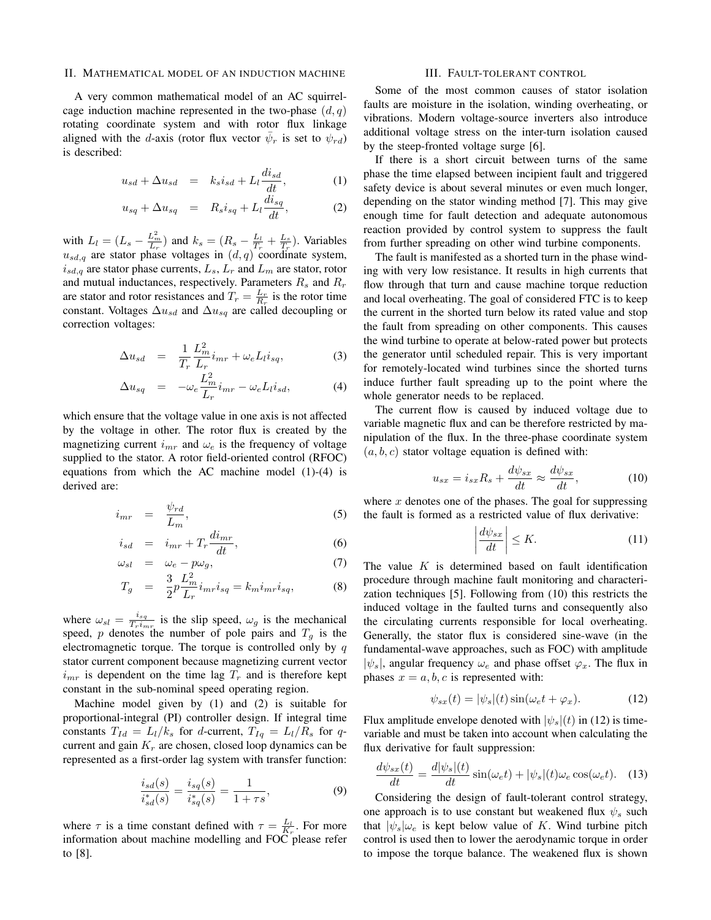## II. Mathematical model of an induction machine

A very common mathematical model of an AC squirrel-cage induction machine represented in the two-phase $(d, q)$ rotating coordinate system and with rotor flux linkage aligned with the $d$-axis (rotor flux vector $\bar{\psi}_r$ is set to $\psi_{rd}$) is described:

$$u_{sd} + \Delta u_{sd} = k_s i_{sd} + L_l \frac{di_{sd}}{dt}, \quad (1)$$

$$u_{sq} + \Delta u_{sq} = R_s i_{sq} + L_l \frac{di_{sq}}{dt}, \quad (2)$$

with $L_l = (L_s - \frac{L_m^2}{L_r})$ and $k_s = (R_s - \frac{L_l}{T_r} + \frac{L_s}{T_r})$. Variables $u_{sd,q}$ are stator phase voltages in $(d, q)$ coordinate system, $i_{sd,q}$ are stator phase currents, $L_s$, $L_r$ and $L_m$ are stator, rotor and mutual inductances, respectively. Parameters $R_s$ and $R_r$ are stator and rotor resistances and $T_r = \frac{L_r}{R_r}$ is the rotor time constant. Voltages $\Delta u_{sd}$ and $\Delta u_{sq}$ are called decoupling or correction voltages:

$$\Delta u_{sd} = \frac{1}{T_r} \frac{L_m^2}{L_r} i_{mr} + \omega_e L_l i_{sq}, \quad (3)$$

$$\Delta u_{sq} = -\omega_e \frac{L_m^2}{L_r} i_{mr} - \omega_e L_l i_{sd}, \quad (4)$$

which ensure that the voltage value in one axis is not affected by the voltage in other. The rotor flux is created by the magnetizing current $i_{mr}$ and $\omega_e$ is the frequency of voltage supplied to the stator. A rotor field-oriented control (RFOC) equations from which the AC machine model (1)-(4) is derived are:

$$i_{mr} = \frac{\psi_{rd}}{L_m}, \quad (5)$$

$$i_{sd} = i_{mr} + T_r \frac{di_{mr}}{dt}, \quad (6)$$

$$\omega_{sl} = \omega_e - p\omega_g, \quad (7)$$

$$T_g = \frac{3}{2} p \frac{L_m^2}{L_r} i_{mr} i_{sq} = k_m i_{mr} i_{sq}, \quad (8)$$

where $\omega_{sl} = \frac{i_{sq}}{T_r i_{mr}}$ is the slip speed, $\omega_g$ is the mechanical speed, $p$ denotes the number of pole pairs and $T_g$ is the electromagnetic torque. The torque is controlled only by $q$ stator current component because magnetizing current vector $i_{mr}$ is dependent on the time lag $T_r$ and is therefore kept constant in the sub-nominal speed operating region.

Machine model given by (1) and (2) is suitable for proportional-integral (PI) controller design. If integral time constants $T_{Id} = L_l/k_s$ for $d$-current, $T_{Iq} = L_l/R_s$ for $q$-current and gain $K_r$ are chosen, closed loop dynamics can be represented as a first-order lag system with transfer function:

$$\frac{i_{sd}(s)}{i_{sd}^*(s)} = \frac{i_{sq}(s)}{i_{sq}^*(s)} = \frac{1}{1 + \tau s}, \quad (9)$$

where $\tau$ is a time constant defined with $\tau = \frac{L_l}{K_r}$. For more information about machine modelling and FOC please refer to [8].

## III. Fault-tolerant control

Some of the most common causes of stator isolation faults are moisture in the isolation, winding overheating, or vibrations. Modern voltage-source inverters also introduce additional voltage stress on the inter-turn isolation caused by the steep-fronted voltage surge [6].

If there is a short circuit between turns of the same phase the time elapsed between incipient fault and triggered safety device is about several minutes or even much longer, depending on the stator winding method [7]. This may give enough time for fault detection and adequate autonomous reaction provided by control system to suppress the fault from further spreading on other wind turbine components.

The fault is manifested as a shorted turn in the phase winding with very low resistance. It results in high currents that flow through that turn and cause machine torque reduction and local overheating. The goal of considered FTC is to keep the current in the shorted turn below its rated value and stop the fault from spreading on other components. This causes the wind turbine to operate at below-rated power but protects the generator until scheduled repair. This is very important for remotely-located wind turbines since the shorted turns induce further fault spreading up to the point where the whole generator needs to be replaced.

The current flow is caused by induced voltage due to variable magnetic flux and can be therefore restricted by manipulation of the flux. In the three-phase coordinate system $(a, b, c)$ stator voltage equation is defined with:

$$u_{sx} = i_{sx} R_s + \frac{d\psi_{sx}}{dt} \approx \frac{d\psi_{sx}}{dt}, \quad (10)$$

where $x$ denotes one of the phases. The goal for suppressing the fault is formed as a restricted value of flux derivative:

$$\left| \frac{d\psi_{sx}}{dt} \right| \leq K. \quad (11)$$

The value $K$ is determined based on fault identification procedure through machine fault monitoring and characterization techniques [5]. Following from (10) this restricts the induced voltage in the faulted turns and consequently also the circulating currents responsible for local overheating. Generally, the stator flux is considered sine-wave (in the fundamental-wave approaches, such as FOC) with amplitude $|\psi_s|$, angular frequency $\omega_e$ and phase offset $\varphi_x$. The flux in phases $x = a, b, c$ is represented with:

$$\psi_{sx}(t) = |\psi_s|(t) \sin(\omega_e t + \varphi_x). \quad (12)$$

Flux amplitude envelope denoted with $|\psi_s|(t)$ in (12) is time-variable and must be taken into account when calculating the flux derivative for fault suppression:

$$\frac{d\psi_{sx}(t)}{dt} = \frac{d|\psi_s|(t)}{dt} \sin(\omega_e t) + |\psi_s|(t)\omega_e \cos(\omega_e t). \quad (13)$$

Considering the design of fault-tolerant control strategy, one approach is to use constant but weakened flux $\psi_s$ such that $|\psi_s|\omega_e$ is kept below value of $K$. Wind turbine pitch control is used then to lower the aerodynamic torque in order to impose the torque balance. The weakened flux is shown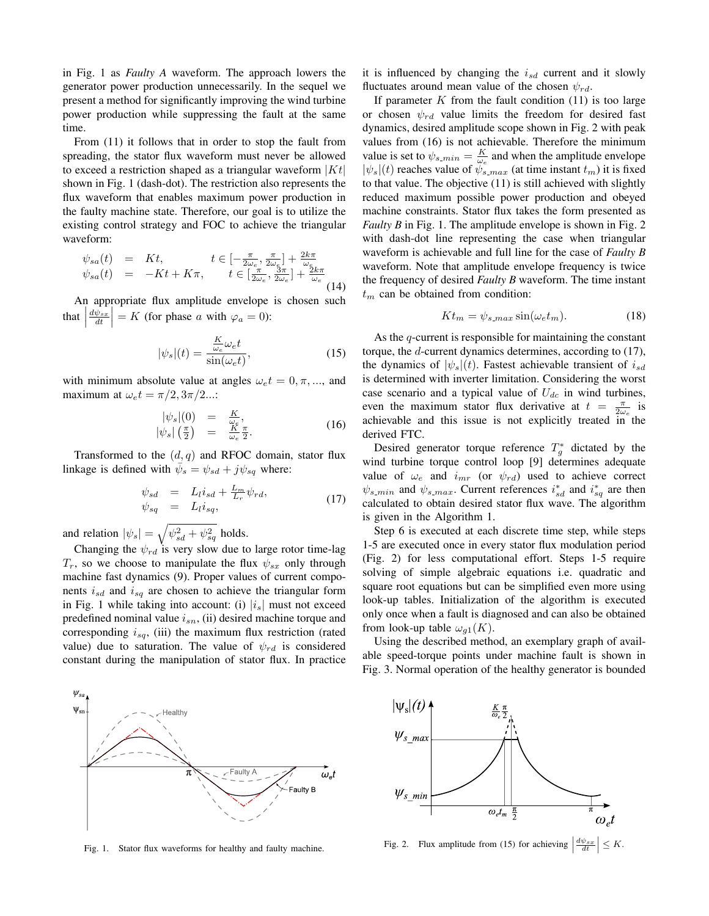in Fig. 1 as *Faulty A* waveform. The approach lowers the generator power production unnecessarily. In the sequel we present a method for significantly improving the wind turbine power production while suppressing the fault at the same time.

From (11) it follows that in order to stop the fault from spreading, the stator flux waveform must never be allowed to exceed a restriction shaped as a triangular waveform $|Kt|$ shown in Fig. 1 (dash-dot). The restriction also represents the flux waveform that enables maximum power production in the faulty machine state. Therefore, our goal is to utilize the existing control strategy and FOC to achieve the triangular waveform:

$$
\begin{aligned}
\psi_{sa}(t) &= Kt, & t \in [-\tfrac{\pi}{2\omega_e}, \tfrac{\pi}{2\omega_e}] + \tfrac{2k\pi}{\omega_e} \\
\psi_{sa}(t) &= -Kt + K\pi, & t \in [\tfrac{\pi}{2\omega_e}, \tfrac{3\pi}{2\omega_e}] + \tfrac{2k\pi}{\omega_e}
\end{aligned} \tag{14}
$$

An appropriate flux amplitude envelope is chosen such that $\left|\frac{d\psi_{sx}}{dt}\right| = K$ (for phase $a$ with $\varphi_a = 0$):

$$
|\psi_s|(t) = \frac{\frac{K}{\omega_e}\omega_e t}{\sin(\omega_e t)}, \tag{15}
$$

with minimum absolute value at angles $\omega_e t = 0, \pi, ...$, and maximum at $\omega_e t = \pi/2, 3\pi/2...$:

$$
\begin{aligned}
|\psi_s|(0) &= \frac{K}{\omega_e}, \\
|\psi_s|\left(\frac{\pi}{2}\right) &= \frac{K}{\omega_e}\frac{\pi}{2}.
\end{aligned} \tag{16}
$$

Transformed to the $(d, q)$ and RFOC domain, stator flux linkage is defined with $\bar{\psi}_s = \psi_{sd} + j\psi_{sq}$ where:

$$
\begin{aligned}
\psi_{sd} &= L_l i_{sd} + \frac{L_m}{L_r}\psi_{rd}, \\
\psi_{sq} &= L_l i_{sq},
\end{aligned} \tag{17}
$$

and relation $|\psi_s| = \sqrt{\psi_{sd}^2 + \psi_{sq}^2}$ holds.

Changing the $\psi_{rd}$ is very slow due to large rotor time-lag $T_r$, so we choose to manipulate the flux $\psi_{sx}$ only through machine fast dynamics (9). Proper values of current components $i_{sd}$ and $i_{sq}$ are chosen to achieve the triangular form in Fig. 1 while taking into account: (i) $|i_s|$ must not exceed predefined nominal value $i_{sn}$, (ii) desired machine torque and corresponding $i_{sq}$, (iii) the maximum flux restriction (rated value) due to saturation. The value of $\psi_{rd}$ is considered constant during the manipulation of stator flux. In practice it is influenced by changing the $i_{sd}$ current and it slowly fluctuates around mean value of the chosen $\psi_{rd}$.

If parameter $K$ from the fault condition (11) is too large or chosen $\psi_{rd}$ value limits the freedom for desired fast dynamics, desired amplitude scope shown in Fig. 2 with peak values from (16) is not achievable. Therefore the minimum value is set to $\psi_{s\_min} = \frac{K}{\omega_e}$ and when the amplitude envelope $|\psi_s|(t)$ reaches value of $\psi_{s\_max}$ (at time instant $t_m$) it is fixed to that value. The objective (11) is still achieved with slightly reduced maximum possible power production and obeyed machine constraints. Stator flux takes the form presented as *Faulty B* in Fig. 1. The amplitude envelope is shown in Fig. 2 with dash-dot line representing the case when triangular waveform is achievable and full line for the case of *Faulty B* waveform. Note that amplitude envelope frequency is twice the frequency of desired *Faulty B* waveform. The time instant $t_m$ can be obtained from condition:

$$
Kt_m = \psi_{s\_max}\sin(\omega_e t_m). \tag{18}
$$

As the $q$-current is responsible for maintaining the constant torque, the $d$-current dynamics determines, according to (17), the dynamics of $|\psi_s|(t)$. Fastest achievable transient of $i_{sd}$ is determined with inverter limitation. Considering the worst case scenario and a typical value of $U_{dc}$ in wind turbines, even the maximum stator flux derivative at $t = \frac{\pi}{2\omega_e}$ is achievable and this issue is not explicitly treated in the derived FTC.

Desired generator torque reference $T_g^*$ dictated by the wind turbine torque control loop [9] determines adequate value of $\omega_e$ and $i_{mr}$ (or $\psi_{rd}$) used to achieve correct $\psi_{s\_min}$ and $\psi_{s\_max}$. Current references $i_{sd}^*$ and $i_{sq}^*$ are then calculated to obtain desired stator flux wave. The algorithm is given in the Algorithm 1.

Step 6 is executed at each discrete time step, while steps 1-5 are executed once in every stator flux modulation period (Fig. 2) for less computational effort. Steps 1-5 require solving of simple algebraic equations i.e. quadratic and square root equations but can be simplified even more using look-up tables. Initialization of the algorithm is executed only once when a fault is diagnosed and can also be obtained from look-up table $\omega_{g1}(K)$.

Using the described method, an exemplary graph of available speed-torque points under machine fault is shown in Fig. 3. Normal operation of the healthy generator is bounded

Fig. 1. Stator flux waveforms for healthy and faulty machine.

Fig. 2. Flux amplitude from (15) for achieving $\left|\frac{d\psi_{sx}}{dt}\right| \leq K$.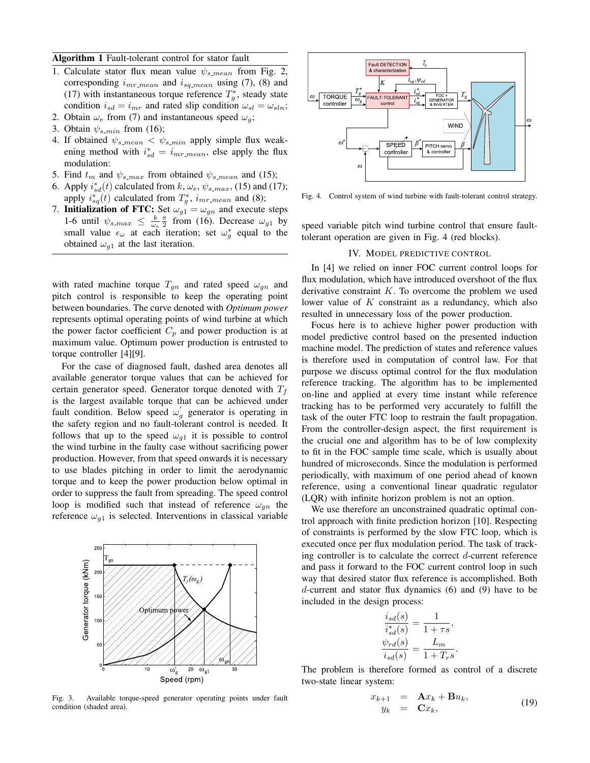**Algorithm 1** Fault-tolerant control for stator fault

1. Calculate stator flux mean value $\psi_{s\_mean}$ from Fig. 2, corresponding $i_{mr\_mean}$ and $i_{sq\_mean}$ using (7), (8) and (17) with instantaneous torque reference $T_g^*$, steady state condition $i_{sd} = i_{mr}$ and rated slip condition $\omega_{sl} = \omega_{sln}$;
2. Obtain $\omega_e$ from (7) and instantaneous speed $\omega_g$;
3. Obtain $\psi_{s\_min}$ from (16);
4. If obtained $\psi_{s\_mean} < \psi_{s\_min}$ apply simple flux weakening method with $i_{sd}^* = i_{mr\_mean}$, else apply the flux modulation:
5. Find $t_m$ and $\psi_{s\_max}$ from obtained $\psi_{s\_mean}$ and (15);
6. Apply $i_{sd}^*(t)$ calculated from $k$, $\omega_e$, $\psi_{s\_max}$, (15) and (17); apply $i_{sq}^*(t)$ calculated from $T_g^*$, $i_{mr\_mean}$ and (8);
7. **Initialization of FTC:** Set $\omega_{g1} = \omega_{gn}$ and execute steps 1-6 until $\psi_{s\_max} \leq \frac{k}{\omega_e}\frac{\pi}{2}$ from (16). Decrease $\omega_{g1}$ by small value $\epsilon_\omega$ at each iteration; set $\omega_g^*$ equal to the obtained $\omega_{g1}$ at the last iteration.

with rated machine torque $T_{gn}$ and rated speed $\omega_{gn}$ and pitch control is responsible to keep the operating point between boundaries. The curve denoted with *Optimum power* represents optimal operating points of wind turbine at which the power factor coefficient $C_p$ and power production is at maximum value. Optimum power production is entrusted to torque controller [4][9].

For the case of diagnosed fault, dashed area denotes all available generator torque values that can be achieved for certain generator speed. Generator torque denoted with $T_f$ is the largest available torque that can be achieved under fault condition. Below speed $\omega_g^{'}$ generator is operating in the safety region and no fault-tolerant control is needed. It follows that up to the speed $\omega_{g1}$ it is possible to control the wind turbine in the faulty case without sacrificing power production. However, from that speed onwards it is necessary to use blades pitching in order to limit the aerodynamic torque and to keep the power production below optimal in order to suppress the fault from spreading. The speed control loop is modified such that instead of reference $\omega_{gn}$ the reference $\omega_{g1}$ is selected. Interventions in classical variable speed variable pitch wind turbine control that ensure fault-tolerant operation are given in Fig. 4 (red blocks).

Fig. 3. Available torque-speed generator operating points under fault condition (shaded area).

Fig. 4. Control system of wind turbine with fault-tolerant control strategy.

## IV. Model Predictive Control

In [4] we relied on inner FOC current control loops for flux modulation, which have introduced overshoot of the flux derivative constraint $K$. To overcome the problem we used lower value of $K$ constraint as a redundancy, which also resulted in unnecessary loss of the power production.

Focus here is to achieve higher power production with model predictive control based on the presented induction machine model. The prediction of states and reference values is therefore used in computation of control law. For that purpose we discuss optimal control for the flux modulation reference tracking. The algorithm has to be implemented on-line and applied at every time instant while reference tracking has to be performed very accurately to fulfill the task of the outer FTC loop to restrain the fault propagation. From the controller-design aspect, the first requirement is the crucial one and algorithm has to be of low complexity to fit in the FOC sample time scale, which is usually about hundred of microseconds. Since the modulation is performed periodically, with maximum of one period ahead of known reference, using a conventional linear quadratic regulator (LQR) with infinite horizon problem is not an option.

We use therefore an unconstrained quadratic optimal control approach with finite prediction horizon [10]. Respecting of constraints is performed by the slow FTC loop, which is executed once per flux modulation period. The task of tracking controller is to calculate the correct $d$-current reference and pass it forward to the FOC current control loop in such way that desired stator flux reference is accomplished. Both $d$-current and stator flux dynamics (6) and (9) have to be included in the design process:

$$\frac{i_{sd}(s)}{i_{sd}^*(s)} = \frac{1}{1+\tau s},$$
$$\frac{\psi_{rd}(s)}{i_{sd}(s)} = \frac{L_m}{1+T_r s}.$$

The problem is therefore formed as control of a discrete two-state linear system:

$$\begin{aligned} x_{k+1} &= \mathbf{A}x_k + \mathbf{B}u_k, \\ y_k &= \mathbf{C}x_k, \end{aligned} \tag{19}$$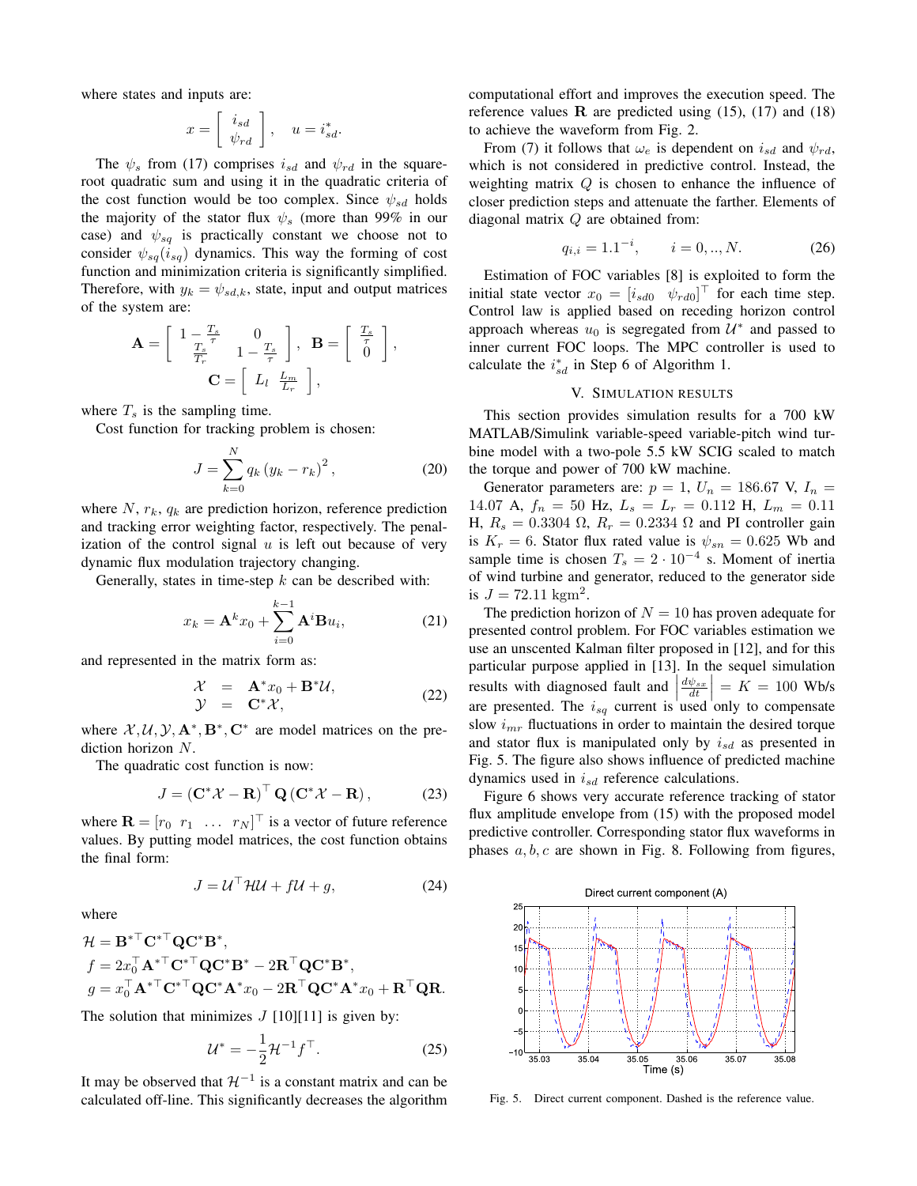where states and inputs are:

$$x = \begin{bmatrix} i_{sd} \\ \psi_{rd} \end{bmatrix}, \quad u = i_{sd}^*.$$

The $\psi_s$ from (17) comprises $i_{sd}$ and $\psi_{rd}$ in the square-root quadratic sum and using it in the quadratic criteria of the cost function would be too complex. Since $\psi_{sd}$ holds the majority of the stator flux $\psi_s$ (more than 99% in our case) and $\psi_{sq}$ is practically constant we choose not to consider $\psi_{sq}(i_{sq})$ dynamics. This way the forming of cost function and minimization criteria is significantly simplified. Therefore, with $y_k = \psi_{sd,k}$, state, input and output matrices of the system are:

$$\mathbf{A} = \begin{bmatrix} 1 - \frac{T_s}{\tau} & 0 \\ \frac{T_s}{T_r} & 1 - \frac{T_s}{\tau} \end{bmatrix}, \quad \mathbf{B} = \begin{bmatrix} \frac{T_s}{\tau} \\ 0 \end{bmatrix},$$
$$\mathbf{C} = \begin{bmatrix} L_l & \frac{L_m}{L_r} \end{bmatrix},$$

where $T_s$ is the sampling time.

Cost function for tracking problem is chosen:

$$J = \sum_{k=0}^{N} q_k \left( y_k - r_k \right)^2, \tag{20}$$

where $N$, $r_k$, $q_k$ are prediction horizon, reference prediction and tracking error weighting factor, respectively. The penalization of the control signal $u$ is left out because of very dynamic flux modulation trajectory changing.

Generally, states in time-step $k$ can be described with:

$$x_k = \mathbf{A}^k x_0 + \sum_{i=0}^{k-1} \mathbf{A}^i \mathbf{B} u_i, \tag{21}$$

and represented in the matrix form as:

$$\begin{aligned} \mathcal{X} &= \mathbf{A}^* x_0 + \mathbf{B}^* \mathcal{U}, \\ \mathcal{Y} &= \mathbf{C}^* \mathcal{X}, \end{aligned} \tag{22}$$

where $\mathcal{X}, \mathcal{U}, \mathcal{Y}, \mathbf{A}^*, \mathbf{B}^*, \mathbf{C}^*$ are model matrices on the prediction horizon $N$.

The quadratic cost function is now:

$$J = \left( \mathbf{C}^* \mathcal{X} - \mathbf{R} \right)^\top \mathbf{Q} \left( \mathbf{C}^* \mathcal{X} - \mathbf{R} \right), \tag{23}$$

where $\mathbf{R} = [r_0 \ \ r_1 \ \ \ldots \ \ r_N]^\top$ is a vector of future reference values. By putting model matrices, the cost function obtains the final form:

$$J = \mathcal{U}^\top \mathcal{H} \mathcal{U} + f \mathcal{U} + g, \tag{24}$$

where

$$\begin{aligned} \mathcal{H} &= \mathbf{B}^{*\top} \mathbf{C}^{*\top} \mathbf{Q} \mathbf{C}^* \mathbf{B}^*, \\ f &= 2 x_0^\top \mathbf{A}^{*\top} \mathbf{C}^{*\top} \mathbf{Q} \mathbf{C}^* \mathbf{B}^* - 2 \mathbf{R}^\top \mathbf{Q} \mathbf{C}^* \mathbf{B}^*, \\ g &= x_0^\top \mathbf{A}^{*\top} \mathbf{C}^{*\top} \mathbf{Q} \mathbf{C}^* \mathbf{A}^* x_0 - 2 \mathbf{R}^\top \mathbf{Q} \mathbf{C}^* \mathbf{A}^* x_0 + \mathbf{R}^\top \mathbf{Q} \mathbf{R}. \end{aligned}$$

The solution that minimizes $J$ [10][11] is given by:

$$\mathcal{U}^* = -\frac{1}{2} \mathcal{H}^{-1} f^\top. \tag{25}$$

It may be observed that $\mathcal{H}^{-1}$ is a constant matrix and can be calculated off-line. This significantly decreases the algorithm computational effort and improves the execution speed. The reference values $\mathbf{R}$ are predicted using (15), (17) and (18) to achieve the waveform from Fig. 2.

From (7) it follows that $\omega_e$ is dependent on $i_{sd}$ and $\psi_{rd}$, which is not considered in predictive control. Instead, the weighting matrix $Q$ is chosen to enhance the influence of closer prediction steps and attenuate the farther. Elements of diagonal matrix $Q$ are obtained from:

$$q_{i,i} = 1.1^{-i}, \qquad i = 0, .., N. \tag{26}$$

Estimation of FOC variables [8] is exploited to form the initial state vector $x_0 = [i_{sd0} \ \ \psi_{rd0}]^\top$ for each time step. Control law is applied based on receding horizon control approach whereas $u_0$ is segregated from $\mathcal{U}^*$ and passed to inner current FOC loops. The MPC controller is used to calculate the $i_{sd}^*$ in Step 6 of Algorithm 1.

## V. Simulation Results

This section provides simulation results for a 700 kW MATLAB/Simulink variable-speed variable-pitch wind turbine model with a two-pole 5.5 kW SCIG scaled to match the torque and power of 700 kW machine.

Generator parameters are: $p = 1$, $U_n = 186.67$ V, $I_n = 14.07$ A, $f_n = 50$ Hz, $L_s = L_r = 0.112$ H, $L_m = 0.11$ H, $R_s = 0.3304\ \Omega$, $R_r = 0.2334\ \Omega$ and PI controller gain is $K_r = 6$. Stator flux rated value is $\psi_{sn} = 0.625$ Wb and sample time is chosen $T_s = 2 \cdot 10^{-4}$ s. Moment of inertia of wind turbine and generator, reduced to the generator side is $J = 72.11$ kgm$^2$.

The prediction horizon of $N = 10$ has proven adequate for presented control problem. For FOC variables estimation we use an unscented Kalman filter proposed in [12], and for this particular purpose applied in [13]. In the sequel simulation results with diagnosed fault and $\left| \frac{d\psi_{sx}}{dt} \right| = K = 100$ Wb/s are presented. The $i_{sq}$ current is used only to compensate slow $i_{mr}$ fluctuations in order to maintain the desired torque and stator flux is manipulated only by $i_{sd}$ as presented in Fig. 5. The figure also shows influence of predicted machine dynamics used in $i_{sd}$ reference calculations.

Figure 6 shows very accurate reference tracking of stator flux amplitude envelope from (15) with the proposed model predictive controller. Corresponding stator flux waveforms in phases $a, b, c$ are shown in Fig. 8. Following from figures,

Fig. 5. Direct current component. Dashed is the reference value.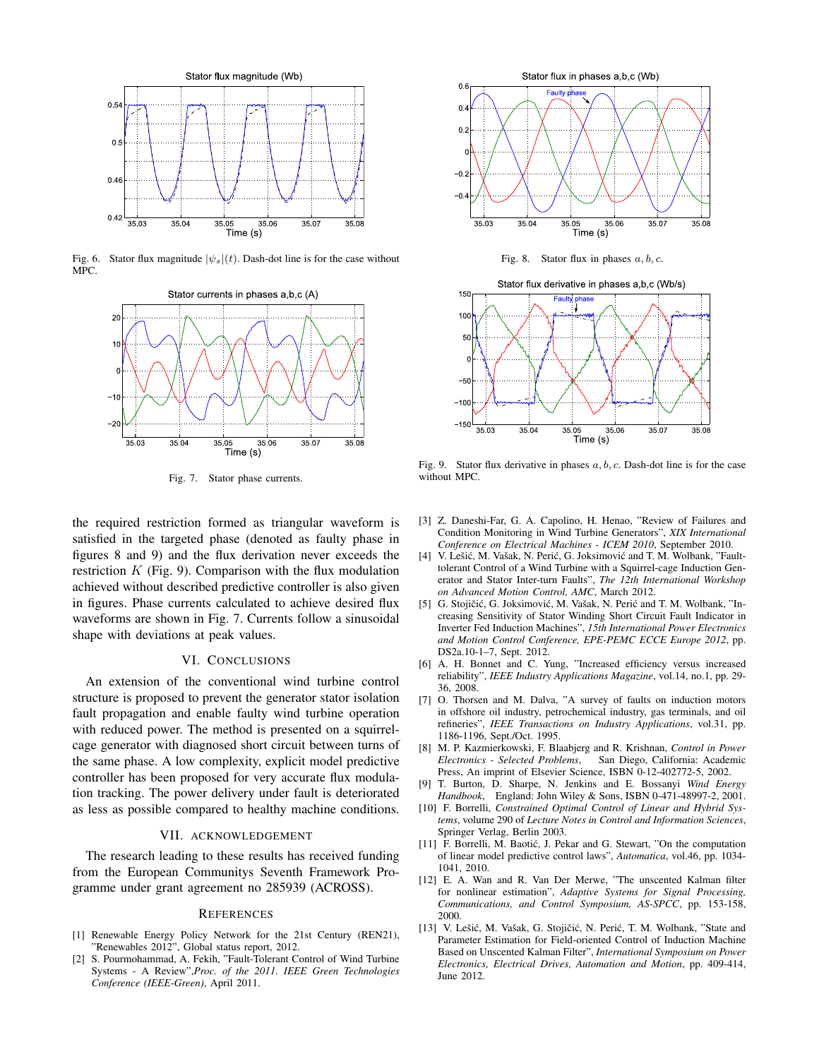Stator flux magnitude (Wb)

0.54
0.5
0.46
0.42
35.03 35.04 35.05 35.06 35.07 35.08
Time (s)

Fig. 6. Stator flux magnitude $|\psi_s|(t)$. Dash-dot line is for the case without MPC.

Stator currents in phases a,b,c (A)

20
10
0
−10
−20
35.03 35.04 35.05 35.06 35.07 35.08
Time (s)

Fig. 7. Stator phase currents.

Stator flux in phases a,b,c (Wb)

Faulty phase

0.6
0.4
0.2
0
−0.2
−0.4
35.03 35.04 35.05 35.06 35.07 35.08
Time (s)

Fig. 8. Stator flux in phases $a, b, c$.

Stator flux derivative in phases a,b,c (Wb/s)

Faulty phase

150
100
50
0
−50
−100
−150
35.03 35.04 35.05 35.06 35.07 35.08
Time (s)

Fig. 9. Stator flux derivative in phases $a, b, c$. Dash-dot line is for the case without MPC.

the required restriction formed as triangular waveform is satisfied in the targeted phase (denoted as faulty phase in figures 8 and 9) and the flux derivation never exceeds the restriction $K$ (Fig. 9). Comparison with the flux modulation achieved without described predictive controller is also given in figures. Phase currents calculated to achieve desired flux waveforms are shown in Fig. 7. Currents follow a sinusoidal shape with deviations at peak values.

## VI. Conclusions

An extension of the conventional wind turbine control structure is proposed to prevent the generator stator isolation fault propagation and enable faulty wind turbine operation with reduced power. The method is presented on a squirrel-cage generator with diagnosed short circuit between turns of the same phase. A low complexity, explicit model predictive controller has been proposed for very accurate flux modulation tracking. The power delivery under fault is deteriorated as less as possible compared to healthy machine conditions.

## VII. Acknowledgement

The research leading to these results has received funding from the European Communitys Seventh Framework Programme under grant agreement no 285939 (ACROSS).

## References

[1] Renewable Energy Policy Network for the 21st Century (REN21), "Renewables 2012", Global status report, 2012.

[2] S. Pourmohammad, A. Fekih, "Fault-Tolerant Control of Wind Turbine Systems - A Review", *Proc. of the 2011. IEEE Green Technologies Conference (IEEE-Green)*, April 2011.

[3] Z. Daneshi-Far, G. A. Capolino, H. Henao, "Review of Failures and Condition Monitoring in Wind Turbine Generators", *XIX International Conference on Electrical Machines - ICEM 2010*, September 2010.

[4] V. Lešić, M. Vašak, N. Perić, G. Joksimović and T. M. Wolbank, "Fault-tolerant Control of a Wind Turbine with a Squirrel-cage Induction Generator and Stator Inter-turn Faults", *The 12th International Workshop on Advanced Motion Control, AMC*, March 2012.

[5] G. Stojičić, G. Joksimović, M. Vašak, N. Perić and T. M. Wolbank, "Increasing Sensitivity of Stator Winding Short Circuit Fault Indicator in Inverter Fed Induction Machines", *15th International Power Electronics and Motion Control Conference, EPE-PEMC ECCE Europe 2012*, pp. DS2a.10-1–7, Sept. 2012.

[6] A. H. Bonnet and C. Yung, "Increased efficiency versus increased reliability", *IEEE Industry Applications Magazine*, vol.14, no.1, pp. 29-36, 2008.

[7] O. Thorsen and M. Dalva, "A survey of faults on induction motors in offshore oil industry, petrochemical industry, gas terminals, and oil refineries", *IEEE Transactions on Industry Applications*, vol.31, pp. 1186-1196, Sept./Oct. 1995.

[8] M. P. Kazmierkowski, F. Blaabjerg and R. Krishnan, *Control in Power Electronics - Selected Problems*, San Diego, California: Academic Press, An imprint of Elsevier Science, ISBN 0-12-402772-5, 2002.

[9] T. Burton, D. Sharpe, N. Jenkins and E. Bossanyi *Wind Energy Handbook*, England: John Wiley & Sons, ISBN 0-471-48997-2, 2001.

[10] F. Borrelli, *Constrained Optimal Control of Linear and Hybrid Systems*, volume 290 of *Lecture Notes in Control and Information Sciences*, Springer Verlag, Berlin 2003.

[11] F. Borrelli, M. Baotić, J. Pekar and G. Stewart, "On the computation of linear model predictive control laws", *Automatica*, vol.46, pp. 1034-1041, 2010.

[12] E. A. Wan and R. Van Der Merwe, "The unscented Kalman filter for nonlinear estimation", *Adaptive Systems for Signal Processing, Communications, and Control Symposium, AS-SPCC*, pp. 153-158, 2000.

[13] V. Lešić, M. Vašak, G. Stojičić, N. Perić, T. M. Wolbank, "State and Parameter Estimation for Field-oriented Control of Induction Machine Based on Unscented Kalman Filter", *International Symposium on Power Electronics, Electrical Drives, Automation and Motion*, pp. 409-414, June 2012.